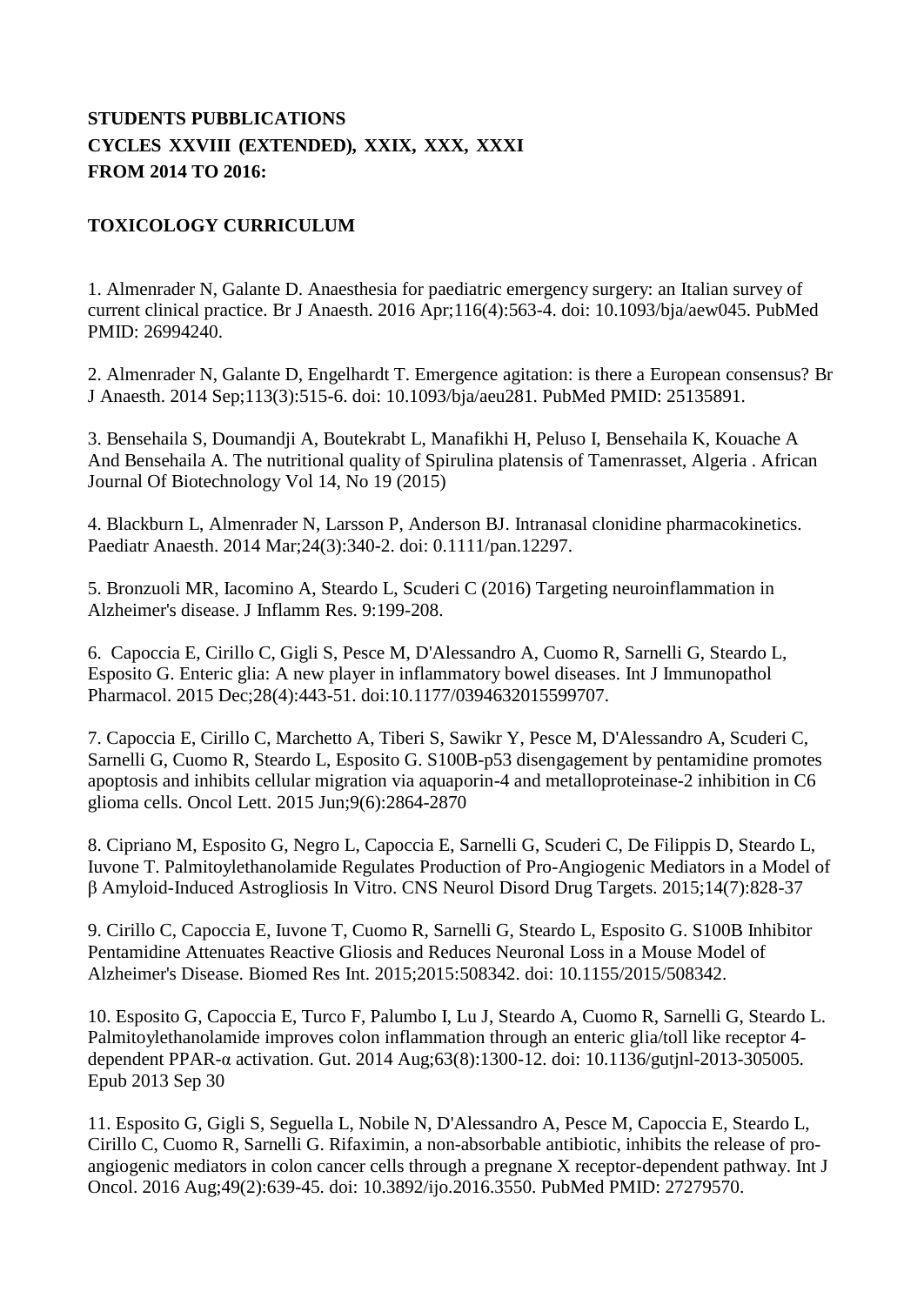**STUDENTS PUBBLICATIONS**
**CYCLES XXVIII (EXTENDED), XXIX, XXX, XXXI**
**FROM 2014 TO 2016:**

**TOXICOLOGY CURRICULUM**

1. Almenrader N, Galante D. Anaesthesia for paediatric emergency surgery: an Italian survey of current clinical practice. Br J Anaesth. 2016 Apr;116(4):563-4. doi: 10.1093/bja/aew045. PubMed PMID: 26994240.

2. Almenrader N, Galante D, Engelhardt T. Emergence agitation: is there a European consensus? Br J Anaesth. 2014 Sep;113(3):515-6. doi: 10.1093/bja/aeu281. PubMed PMID: 25135891.

3. Bensehaila S, Doumandji A, Boutekrabt L, Manafikhi H, Peluso I, Bensehaila K, Kouache A And Bensehaila A. The nutritional quality of Spirulina platensis of Tamenrasset, Algeria . African Journal Of Biotechnology Vol 14, No 19 (2015)

4. Blackburn L, Almenrader N, Larsson P, Anderson BJ. Intranasal clonidine pharmacokinetics. Paediatr Anaesth. 2014 Mar;24(3):340-2. doi: 0.1111/pan.12297.

5. Bronzuoli MR, Iacomino A, Steardo L, Scuderi C (2016) Targeting neuroinflammation in Alzheimer's disease. J Inflamm Res. 9:199-208.

6. Capoccia E, Cirillo C, Gigli S, Pesce M, D'Alessandro A, Cuomo R, Sarnelli G, Steardo L, Esposito G. Enteric glia: A new player in inflammatory bowel diseases. Int J Immunopathol Pharmacol. 2015 Dec;28(4):443-51. doi:10.1177/0394632015599707.

7. Capoccia E, Cirillo C, Marchetto A, Tiberi S, Sawikr Y, Pesce M, D'Alessandro A, Scuderi C, Sarnelli G, Cuomo R, Steardo L, Esposito G. S100B-p53 disengagement by pentamidine promotes apoptosis and inhibits cellular migration via aquaporin-4 and metalloproteinase-2 inhibition in C6 glioma cells. Oncol Lett. 2015 Jun;9(6):2864-2870

8. Cipriano M, Esposito G, Negro L, Capoccia E, Sarnelli G, Scuderi C, De Filippis D, Steardo L, Iuvone T. Palmitoylethanolamide Regulates Production of Pro-Angiogenic Mediators in a Model of β Amyloid-Induced Astrogliosis In Vitro. CNS Neurol Disord Drug Targets. 2015;14(7):828-37

9. Cirillo C, Capoccia E, Iuvone T, Cuomo R, Sarnelli G, Steardo L, Esposito G. S100B Inhibitor Pentamidine Attenuates Reactive Gliosis and Reduces Neuronal Loss in a Mouse Model of Alzheimer's Disease. Biomed Res Int. 2015;2015:508342. doi: 10.1155/2015/508342.

10. Esposito G, Capoccia E, Turco F, Palumbo I, Lu J, Steardo A, Cuomo R, Sarnelli G, Steardo L. Palmitoylethanolamide improves colon inflammation through an enteric glia/toll like receptor 4-dependent PPAR-α activation. Gut. 2014 Aug;63(8):1300-12. doi: 10.1136/gutjnl-2013-305005. Epub 2013 Sep 30

11. Esposito G, Gigli S, Seguella L, Nobile N, D'Alessandro A, Pesce M, Capoccia E, Steardo L, Cirillo C, Cuomo R, Sarnelli G. Rifaximin, a non-absorbable antibiotic, inhibits the release of pro-angiogenic mediators in colon cancer cells through a pregnane X receptor-dependent pathway. Int J Oncol. 2016 Aug;49(2):639-45. doi: 10.3892/ijo.2016.3550. PubMed PMID: 27279570.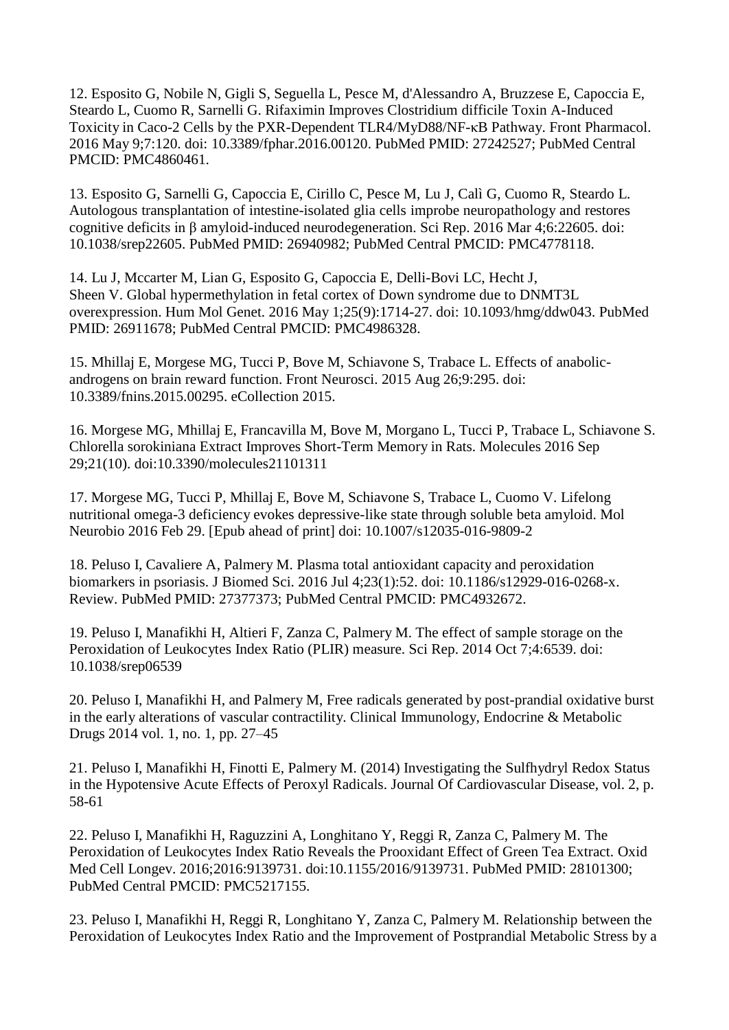12. Esposito G, Nobile N, Gigli S, Seguella L, Pesce M, d'Alessandro A, Bruzzese E, Capoccia E, Steardo L, Cuomo R, Sarnelli G. Rifaximin Improves Clostridium difficile Toxin A-Induced Toxicity in Caco-2 Cells by the PXR-Dependent TLR4/MyD88/NF-κB Pathway. Front Pharmacol. 2016 May 9;7:120. doi: 10.3389/fphar.2016.00120. PubMed PMID: 27242527; PubMed Central PMCID: PMC4860461.

13. Esposito G, Sarnelli G, Capoccia E, Cirillo C, Pesce M, Lu J, Calì G, Cuomo R, Steardo L. Autologous transplantation of intestine-isolated glia cells improbe neuropathology and restores cognitive deficits in β amyloid-induced neurodegeneration. Sci Rep. 2016 Mar 4;6:22605. doi: 10.1038/srep22605. PubMed PMID: 26940982; PubMed Central PMCID: PMC4778118.

14. Lu J, Mccarter M, Lian G, Esposito G, Capoccia E, Delli-Bovi LC, Hecht J, Sheen V. Global hypermethylation in fetal cortex of Down syndrome due to DNMT3L overexpression. Hum Mol Genet. 2016 May 1;25(9):1714-27. doi: 10.1093/hmg/ddw043. PubMed PMID: 26911678; PubMed Central PMCID: PMC4986328.

15. Mhillaj E, Morgese MG, Tucci P, Bove M, Schiavone S, Trabace L. Effects of anabolic-androgens on brain reward function. Front Neurosci. 2015 Aug 26;9:295. doi: 10.3389/fnins.2015.00295. eCollection 2015.

16. Morgese MG, Mhillaj E, Francavilla M, Bove M, Morgano L, Tucci P, Trabace L, Schiavone S. Chlorella sorokiniana Extract Improves Short-Term Memory in Rats. Molecules 2016 Sep 29;21(10). doi:10.3390/molecules21101311

17. Morgese MG, Tucci P, Mhillaj E, Bove M, Schiavone S, Trabace L, Cuomo V. Lifelong nutritional omega-3 deficiency evokes depressive-like state through soluble beta amyloid. Mol Neurobio 2016 Feb 29. [Epub ahead of print] doi: 10.1007/s12035-016-9809-2

18. Peluso I, Cavaliere A, Palmery M. Plasma total antioxidant capacity and peroxidation biomarkers in psoriasis. J Biomed Sci. 2016 Jul 4;23(1):52. doi: 10.1186/s12929-016-0268-x. Review. PubMed PMID: 27377373; PubMed Central PMCID: PMC4932672.

19. Peluso I, Manafikhi H, Altieri F, Zanza C, Palmery M. The effect of sample storage on the Peroxidation of Leukocytes Index Ratio (PLIR) measure. Sci Rep. 2014 Oct 7;4:6539. doi: 10.1038/srep06539

20. Peluso I, Manafikhi H, and Palmery M, Free radicals generated by post-prandial oxidative burst in the early alterations of vascular contractility. Clinical Immunology, Endocrine & Metabolic Drugs 2014 vol. 1, no. 1, pp. 27–45

21. Peluso I, Manafikhi H, Finotti E, Palmery M. (2014) Investigating the Sulfhydryl Redox Status in the Hypotensive Acute Effects of Peroxyl Radicals. Journal Of Cardiovascular Disease, vol. 2, p. 58-61

22. Peluso I, Manafikhi H, Raguzzini A, Longhitano Y, Reggi R, Zanza C, Palmery M. The Peroxidation of Leukocytes Index Ratio Reveals the Prooxidant Effect of Green Tea Extract. Oxid Med Cell Longev. 2016;2016:9139731. doi:10.1155/2016/9139731. PubMed PMID: 28101300; PubMed Central PMCID: PMC5217155.

23. Peluso I, Manafikhi H, Reggi R, Longhitano Y, Zanza C, Palmery M. Relationship between the Peroxidation of Leukocytes Index Ratio and the Improvement of Postprandial Metabolic Stress by a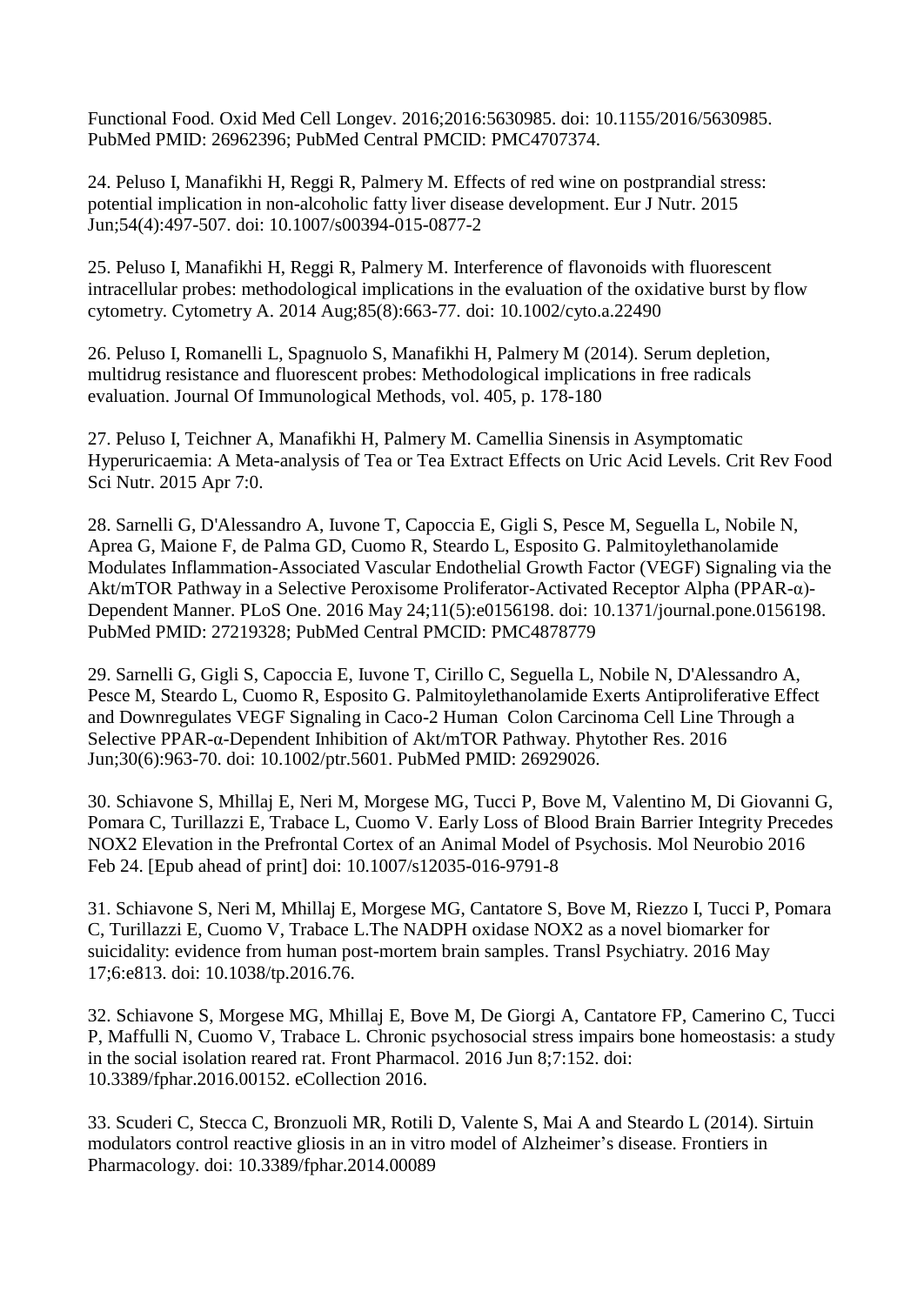Functional Food. Oxid Med Cell Longev. 2016;2016:5630985. doi: 10.1155/2016/5630985. PubMed PMID: 26962396; PubMed Central PMCID: PMC4707374.

24. Peluso I, Manafikhi H, Reggi R, Palmery M. Effects of red wine on postprandial stress: potential implication in non-alcoholic fatty liver disease development. Eur J Nutr. 2015 Jun;54(4):497-507. doi: 10.1007/s00394-015-0877-2

25. Peluso I, Manafikhi H, Reggi R, Palmery M. Interference of flavonoids with fluorescent intracellular probes: methodological implications in the evaluation of the oxidative burst by flow cytometry. Cytometry A. 2014 Aug;85(8):663-77. doi: 10.1002/cyto.a.22490

26. Peluso I, Romanelli L, Spagnuolo S, Manafikhi H, Palmery M (2014). Serum depletion, multidrug resistance and fluorescent probes: Methodological implications in free radicals evaluation. Journal Of Immunological Methods, vol. 405, p. 178-180

27. Peluso I, Teichner A, Manafikhi H, Palmery M. Camellia Sinensis in Asymptomatic Hyperuricaemia: A Meta-analysis of Tea or Tea Extract Effects on Uric Acid Levels. Crit Rev Food Sci Nutr. 2015 Apr 7:0.

28. Sarnelli G, D'Alessandro A, Iuvone T, Capoccia E, Gigli S, Pesce M, Seguella L, Nobile N, Aprea G, Maione F, de Palma GD, Cuomo R, Steardo L, Esposito G. Palmitoylethanolamide Modulates Inflammation-Associated Vascular Endothelial Growth Factor (VEGF) Signaling via the Akt/mTOR Pathway in a Selective Peroxisome Proliferator-Activated Receptor Alpha (PPAR-α)-Dependent Manner. PLoS One. 2016 May 24;11(5):e0156198. doi: 10.1371/journal.pone.0156198. PubMed PMID: 27219328; PubMed Central PMCID: PMC4878779

29. Sarnelli G, Gigli S, Capoccia E, Iuvone T, Cirillo C, Seguella L, Nobile N, D'Alessandro A, Pesce M, Steardo L, Cuomo R, Esposito G. Palmitoylethanolamide Exerts Antiproliferative Effect and Downregulates VEGF Signaling in Caco-2 Human Colon Carcinoma Cell Line Through a Selective PPAR-α-Dependent Inhibition of Akt/mTOR Pathway. Phytother Res. 2016 Jun;30(6):963-70. doi: 10.1002/ptr.5601. PubMed PMID: 26929026.

30. Schiavone S, Mhillaj E, Neri M, Morgese MG, Tucci P, Bove M, Valentino M, Di Giovanni G, Pomara C, Turillazzi E, Trabace L, Cuomo V. Early Loss of Blood Brain Barrier Integrity Precedes NOX2 Elevation in the Prefrontal Cortex of an Animal Model of Psychosis. Mol Neurobio 2016 Feb 24. [Epub ahead of print] doi: 10.1007/s12035-016-9791-8

31. Schiavone S, Neri M, Mhillaj E, Morgese MG, Cantatore S, Bove M, Riezzo I, Tucci P, Pomara C, Turillazzi E, Cuomo V, Trabace L.The NADPH oxidase NOX2 as a novel biomarker for suicidality: evidence from human post-mortem brain samples. Transl Psychiatry. 2016 May 17;6:e813. doi: 10.1038/tp.2016.76.

32. Schiavone S, Morgese MG, Mhillaj E, Bove M, De Giorgi A, Cantatore FP, Camerino C, Tucci P, Maffulli N, Cuomo V, Trabace L. Chronic psychosocial stress impairs bone homeostasis: a study in the social isolation reared rat. Front Pharmacol. 2016 Jun 8;7:152. doi: 10.3389/fphar.2016.00152. eCollection 2016.

33. Scuderi C, Stecca C, Bronzuoli MR, Rotili D, Valente S, Mai A and Steardo L (2014). Sirtuin modulators control reactive gliosis in an in vitro model of Alzheimer's disease. Frontiers in Pharmacology. doi: 10.3389/fphar.2014.00089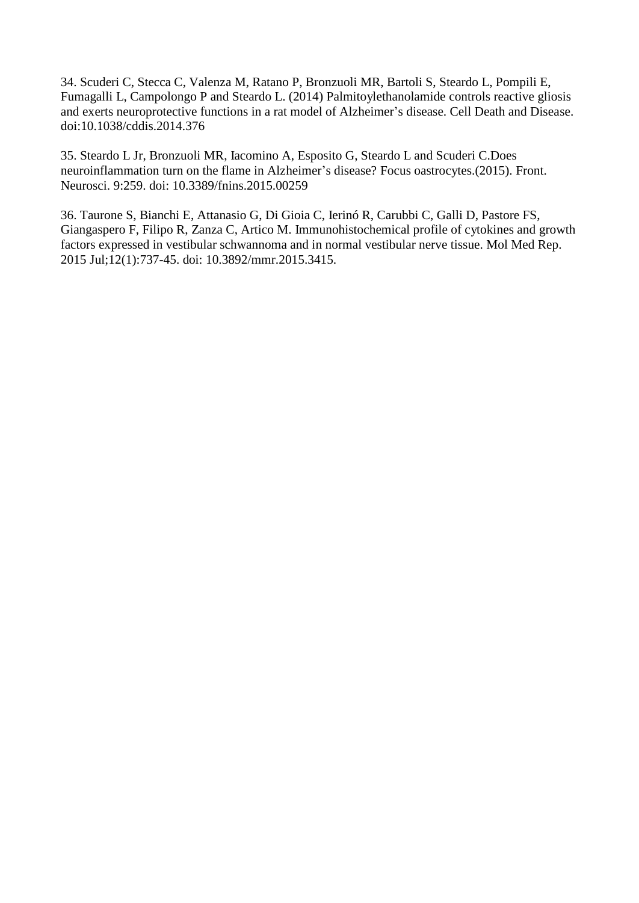34. Scuderi C, Stecca C, Valenza M, Ratano P, Bronzuoli MR, Bartoli S, Steardo L, Pompili E, Fumagalli L, Campolongo P and Steardo L. (2014) Palmitoylethanolamide controls reactive gliosis and exerts neuroprotective functions in a rat model of Alzheimer's disease. Cell Death and Disease. doi:10.1038/cddis.2014.376

35. Steardo L Jr, Bronzuoli MR, Iacomino A, Esposito G, Steardo L and Scuderi C.Does neuroinflammation turn on the flame in Alzheimer's disease? Focus oastrocytes.(2015). Front. Neurosci. 9:259. doi: 10.3389/fnins.2015.00259

36. Taurone S, Bianchi E, Attanasio G, Di Gioia C, Ierinó R, Carubbi C, Galli D, Pastore FS, Giangaspero F, Filipo R, Zanza C, Artico M. Immunohistochemical profile of cytokines and growth factors expressed in vestibular schwannoma and in normal vestibular nerve tissue. Mol Med Rep. 2015 Jul;12(1):737-45. doi: 10.3892/mmr.2015.3415.